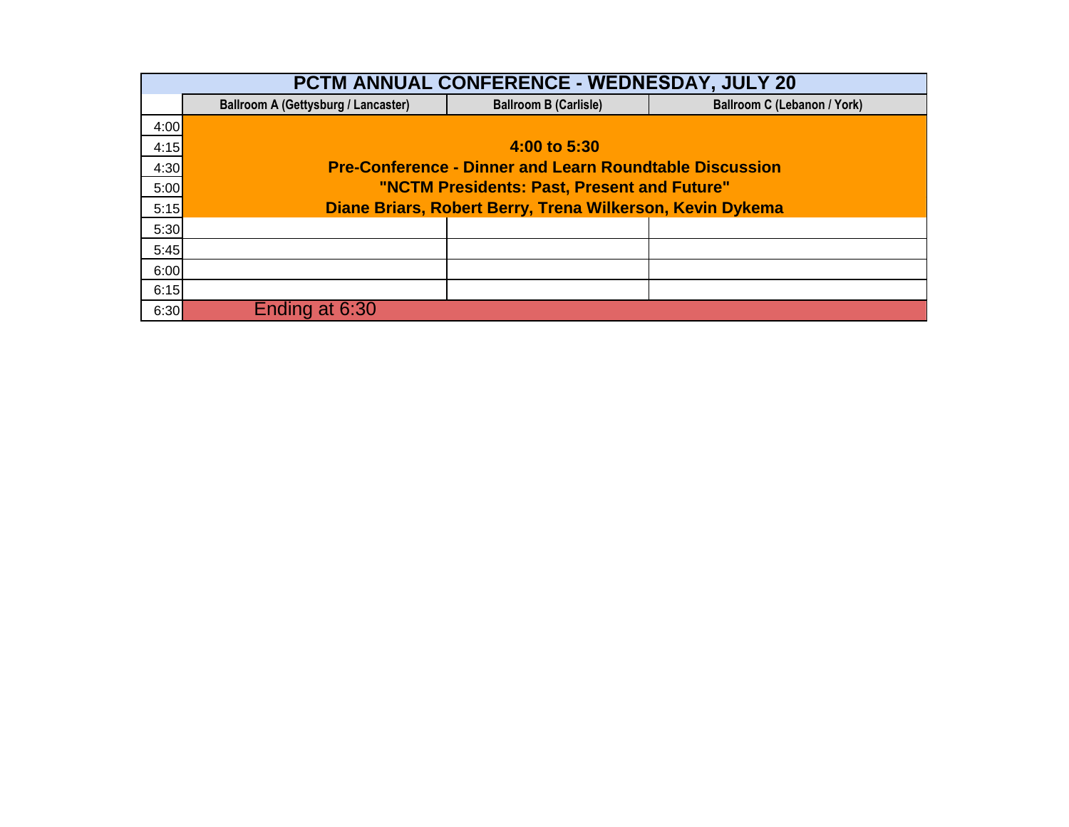| PCTM ANNUAL CONFERENCE - WEDNESDAY, JULY 20 | | | |
|---|---|---|---|
| | **Ballroom A (Gettysburg / Lancaster)** | **Ballroom B (Carlisle)** | **Ballroom C (Lebanon / York)** |
| 4:00 | **4:00 to 5:30 Pre-Conference - Dinner and Learn Roundtable Discussion "NCTM Presidents: Past, Present and Future" Diane Briars, Robert Berry, Trena Wilkerson, Kevin Dykema** | | |
| 4:15 | | | |
| 4:30 | | | |
| 5:00 | | | |
| 5:15 | | | |
| 5:30 | | | |
| 5:45 | | | |
| 6:00 | | | |
| 6:15 | | | |
| 6:30 | Ending at 6:30 | | |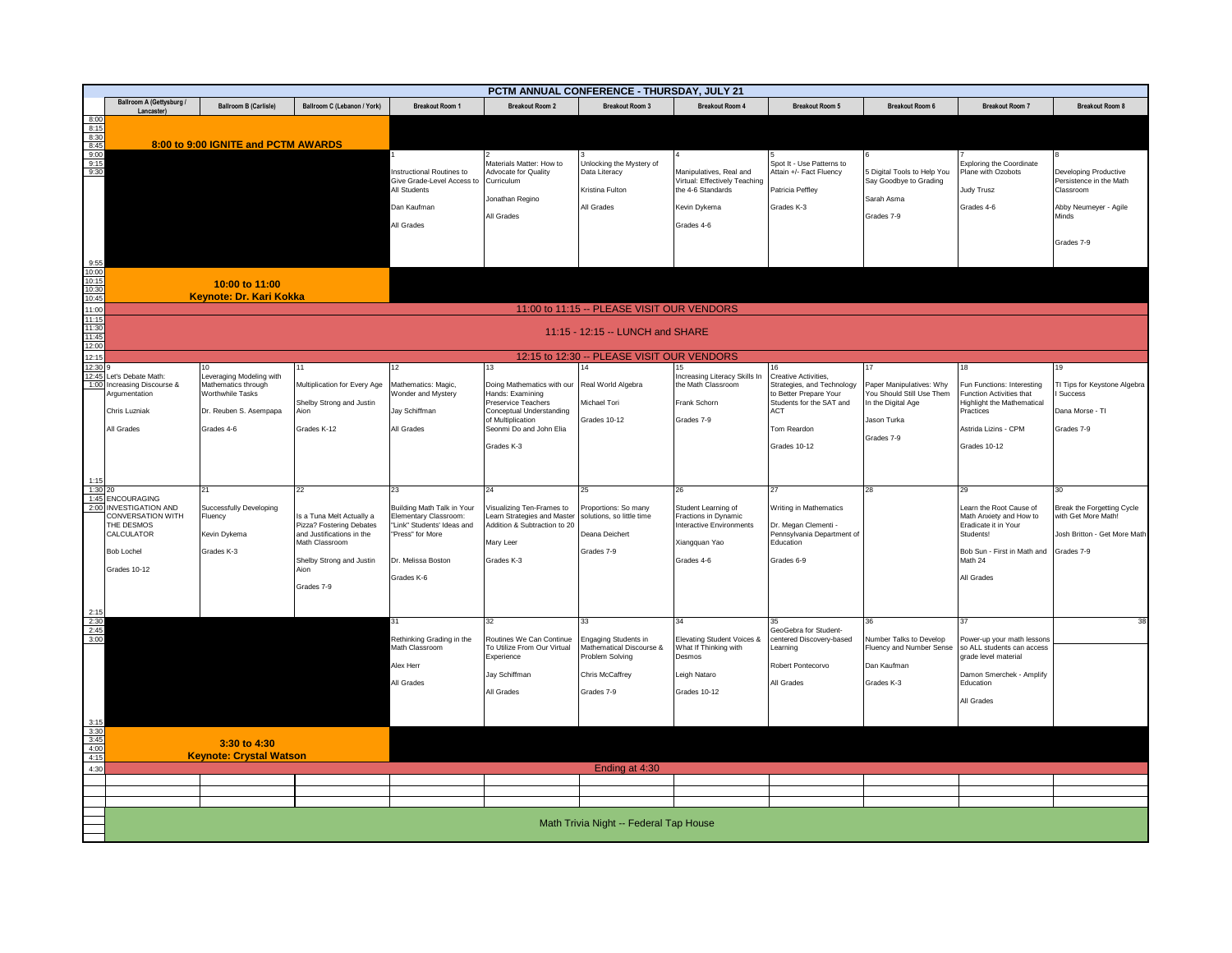# PCTM ANNUAL CONFERENCE - THURSDAY, JULY 21

| Time | Ballroom A (Gettysburg / Lancaster) | Ballroom B (Carlisle) | Ballroom C (Lebanon / York) | Breakout Room 1 | Breakout Room 2 | Breakout Room 3 | Breakout Room 4 | Breakout Room 5 | Breakout Room 6 | Breakout Room 7 | Breakout Room 8 |
|---|---|---|---|---|---|---|---|---|---|---|---|
| 8:00–8:45 | 8:00 to 9:00 IGNITE and PCTM AWARDS | | | | | | | | | | |
| 9:00–9:55 | | | | 1<br>Instructional Routines to Give Grade-Level Access to All Students<br>Dan Kaufman<br>All Grades | 2<br>Materials Matter: How to Advocate for Quality Curriculum<br>Jonathan Regino<br>All Grades | 3<br>Unlocking the Mystery of Data Literacy<br>Kristina Fulton<br>All Grades | 4<br>Manipulatives, Real and Virtual: Effectively Teaching the 4-6 Standards<br>Kevin Dykema<br>Grades 4-6 | 5<br>Spot It - Use Patterns to Attain +/- Fact Fluency<br>Patricia Peffley<br>Grades K-3 | 6<br>5 Digital Tools to Help You Say Goodbye to Grading<br>Sarah Asma<br>Grades 7-9 | 7<br>Exploring the Coordinate Plane with Ozobots<br>Judy Trusz<br>Grades 4-6 | 8<br>Developing Productive Persistence in the Math Classroom<br>Abby Neumeyer - Agile Minds<br>Grades 7-9 |
| 10:00–10:45 | 10:00 to 11:00 Keynote: Dr. Kari Kokka | | | | | | | | | | |
| 11:00 | 11:00 to 11:15 -- PLEASE VISIT OUR VENDORS | | | | | | | | | | |
| 11:15–12:00 | 11:15 - 12:15 -- LUNCH and SHARE | | | | | | | | | | |
| 12:15 | 12:15 to 12:30 -- PLEASE VISIT OUR VENDORS | | | | | | | | | | |
| 12:30–1:15 | 9<br>Let's Debate Math: Increasing Discourse & Argumentation<br>Chris Luzniak<br>All Grades | 10<br>Leveraging Modeling with Mathematics through Worthwhile Tasks<br>Dr. Reuben S. Asempapa<br>Grades 4-6 | 11<br>Multiplication for Every Age<br>Shelby Strong and Justin Aion<br>Grades K-12 | 12<br>Mathematics: Magic, Wonder and Mystery<br>Jay Schiffman<br>All Grades | 13<br>Doing Mathematics with our Hands: Examining Preservice Teachers Conceptual Understanding of Multiplication<br>Seonmi Do and John Elia<br>Grades K-3 | 14<br>Real World Algebra<br>Michael Tori<br>Grades 10-12 | 15<br>Increasing Literacy Skills In the Math Classroom<br>Frank Schorn<br>Grades 7-9 | 16<br>Creative Activities, Strategies, and Technology to Better Prepare Your Students for the SAT and ACT<br>Tom Reardon<br>Grades 10-12 | 17<br>Paper Manipulatives: Why You Should Still Use Them In the Digital Age<br>Jason Turka<br>Grades 7-9 | 18<br>Fun Functions: Interesting Function Activities that Highlight the Mathematical Practices<br>Astrida Lizins - CPM<br>Grades 10-12 | 19<br>TI Tips for Keystone Algebra I Success<br>Dana Morse - TI<br>Grades 7-9 |
| 1:30–2:15 | 20<br>ENCOURAGING INVESTIGATION AND CONVERSATION WITH THE DESMOS CALCULATOR<br>Bob Lochel<br>Grades 10-12 | 21<br>Successfully Developing Fluency<br>Kevin Dykema<br>Grades K-3 | 22<br>Is a Tuna Melt Actually a Pizza? Fostering Debates and Justifications in the Math Classroom<br>Shelby Strong and Justin Aion<br>Grades 7-9 | 23<br>Building Math Talk in Your Elementary Classroom: "Link" Students' Ideas and "Press" for More<br>Dr. Melissa Boston<br>Grades K-6 | 24<br>Visualizing Ten-Frames to Learn Strategies and Master Addition & Subtraction to 20<br>Mary Leer<br>Grades K-3 | 25<br>Proportions: So many solutions, so little time<br>Deana Deichert<br>Grades 7-9 | 26<br>Student Learning of Fractions in Dynamic Interactive Environments<br>Xiangquan Yao<br>Grades 4-6 | 27<br>Writing in Mathematics<br>Dr. Megan Clementi - Pennsylvania Department of Education<br>Grades 6-9 | 28 | 29<br>Learn the Root Cause of Math Anxiety and How to Eradicate it in Your Students!<br>Bob Sun - First in Math and Math 24<br>All Grades | 30<br>Break the Forgetting Cycle with Get More Math!<br>Josh Britton - Get More Math<br>Grades 7-9 |
| 2:30–3:15 | | | | 31<br>Rethinking Grading in the Math Classroom<br>Alex Herr<br>All Grades | 32<br>Routines We Can Continue To Utilize From Our Virtual Experience<br>Jay Schiffman<br>All Grades | 33<br>Engaging Students in Mathematical Discourse & Problem Solving<br>Chris McCaffrey<br>Grades 7-9 | 34<br>Elevating Student Voices & What If Thinking with Desmos<br>Leigh Nataro<br>Grades 10-12 | 35<br>GeoGebra for Student-centered Discovery-based Learning<br>Robert Pontecorvo<br>All Grades | 36<br>Number Talks to Develop Fluency and Number Sense<br>Dan Kaufman<br>Grades K-3 | 37<br>Power-up your math lessons so ALL students can access grade level material<br>Damon Smerchek - Amplify Education<br>All Grades | 38 |
| 3:30–4:15 | 3:30 to 4:30 Keynote: Crystal Watson | | | | | | | | | | |
| 4:30 | Ending at 4:30 | | | | | | | | | | |
| | Math Trivia Night -- Federal Tap House | | | | | | | | | | |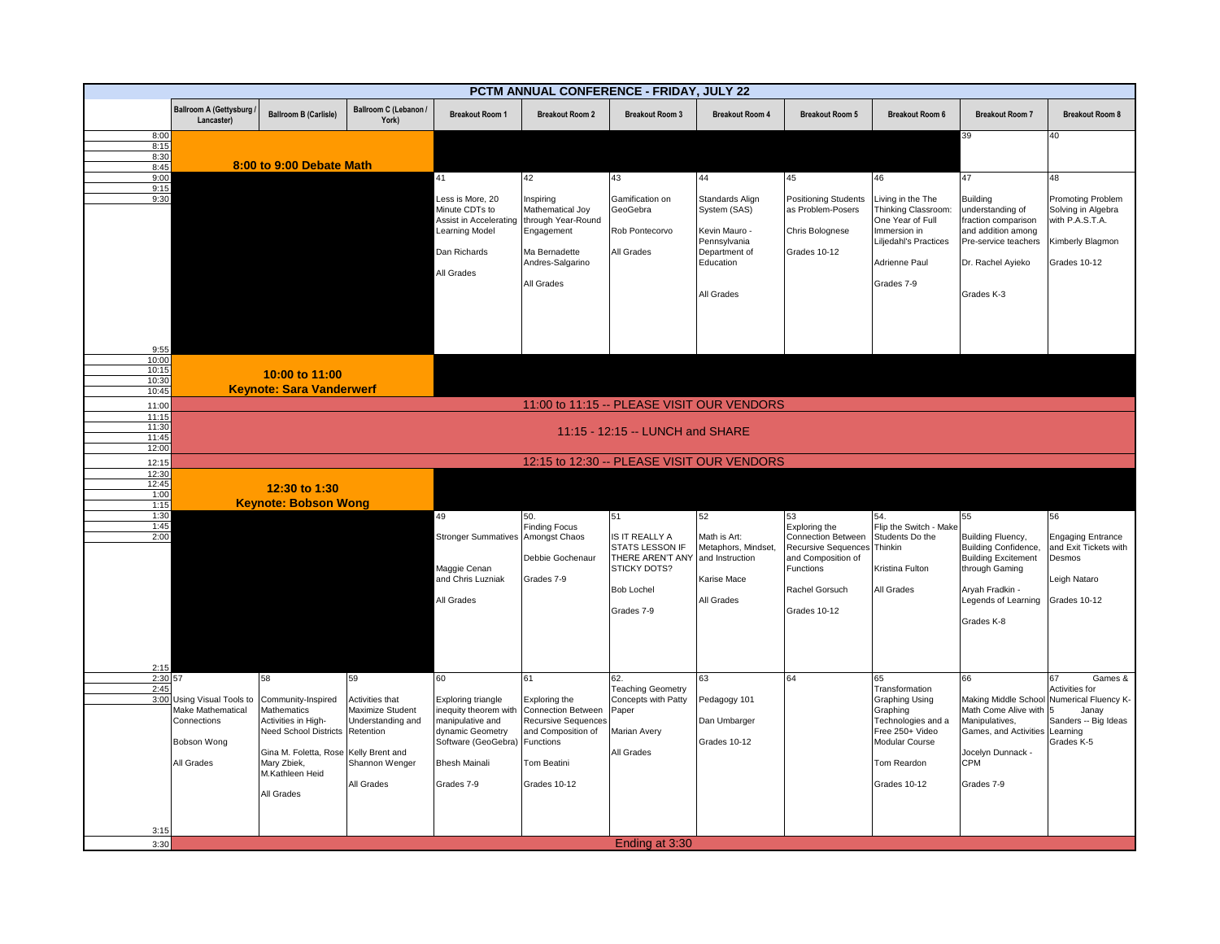# PCTM ANNUAL CONFERENCE - FRIDAY, JULY 22

| | Ballroom A (Gettysburg / Lancaster) | Ballroom B (Carlisle) | Ballroom C (Lebanon / York) | Breakout Room 1 | Breakout Room 2 | Breakout Room 3 | Breakout Room 4 | Breakout Room 5 | Breakout Room 6 | Breakout Room 7 | Breakout Room 8 |
|---|---|---|---|---|---|---|---|---|---|---|---|
| 8:00 – 8:45 | 8:00 to 9:00 Debate Math | | | | | | | | | 39 | 40 |
| 9:00 – 9:55 | | | | 41<br><br>Less is More, 20 Minute CDTs to Assist in Accelerating Learning Model<br><br>Dan Richards<br><br>All Grades | 42<br><br>Inspiring Mathematical Joy through Year-Round Engagement<br><br>Ma Bernadette Andres-Salgarino<br><br>All Grades | 43<br><br>Gamification on GeoGebra<br><br>Rob Pontecorvo<br><br>All Grades | 44<br><br>Standards Align System (SAS)<br><br>Kevin Mauro - Pennsylvania Department of Education<br><br>All Grades | 45<br><br>Positioning Students as Problem-Posers<br><br>Chris Bolognese<br><br>Grades 10-12 | 46<br><br>Living in the The Thinking Classroom: One Year of Full Immersion in Liljedahl's Practices<br><br>Adrienne Paul<br><br>Grades 7-9 | 47<br><br>Building understanding of fraction comparison and addition among Pre-service teachers<br><br>Dr. Rachel Ayieko<br><br>Grades K-3 | 48<br><br>Promoting Problem Solving in Algebra with P.A.S.T.A.<br><br>Kimberly Blagmon<br><br>Grades 10-12 |
| 10:00 – 10:45 | 10:00 to 11:00 Keynote: Sara Vanderwerf | | | | | | | | | | |
| 11:00 | 11:00 to 11:15 -- PLEASE VISIT OUR VENDORS | | | | | | | | | | |
| 11:15 – 12:00 | 11:15 - 12:15 -- LUNCH and SHARE | | | | | | | | | | |
| 12:15 | 12:15 to 12:30 -- PLEASE VISIT OUR VENDORS | | | | | | | | | | |
| 12:30 – 1:15 | 12:30 to 1:30 Keynote: Bobson Wong | | | | | | | | | | |
| 1:30 – 2:15 | | | | 49<br><br>Stronger Summatives<br><br>Maggie Cenan and Chris Luzniak<br><br>All Grades | 50.<br>Finding Focus Amongst Chaos<br><br>Debbie Gochenaur<br><br>Grades 7-9 | 51<br><br>IS IT REALLY A STATS LESSON IF THERE AREN'T ANY STICKY DOTS?<br><br>Bob Lochel<br><br>Grades 7-9 | 52<br><br>Math is Art: Metaphors, Mindset, and Instruction<br><br>Karise Mace<br><br>All Grades | 53<br>Exploring the Connection Between Recursive Sequences and Composition of Functions<br><br>Rachel Gorsuch<br><br>Grades 10-12 | 54.<br>Flip the Switch - Make Students Do the Thinkin<br><br>Kristina Fulton<br><br>All Grades | 55<br><br>Building Fluency, Building Confidence, Building Excitement through Gaming<br><br>Aryah Fradkin - Legends of Learning<br><br>Grades K-8 | 56<br><br>Engaging Entrance and Exit Tickets with Desmos<br><br>Leigh Nataro<br><br>Grades 10-12 |
| 2:30 – 3:15 | 57<br><br>Using Visual Tools to Make Mathematical Connections<br><br>Bobson Wong<br><br>All Grades | 58<br><br>Community-Inspired Mathematics Activities in High-Need School Districts<br><br>Gina M. Foletta, Rose Mary Zbiek, M.Kathleen Heid<br><br>All Grades | 59<br><br>Activities that Maximize Student Understanding and Retention<br><br>Kelly Brent and Shannon Wenger<br><br>All Grades | 60<br><br>Exploring triangle inequity theorem with manipulative and dynamic Geometry Software (GeoGebra)<br><br>Bhesh Mainali<br><br>Grades 7-9 | 61<br><br>Exploring the Connection Between Recursive Sequences and Composition of Functions<br><br>Tom Beatini<br><br>Grades 10-12 | 62.<br>Teaching Geometry Concepts with Patty Paper<br><br>Marian Avery<br><br>All Grades | 63<br><br>Pedagogy 101<br><br>Dan Umbarger<br><br>Grades 10-12 | 64 | 65<br>Transformation Graphing Using Graphing Technologies and a Free 250+ Video Modular Course<br><br>Tom Reardon<br><br>Grades 10-12 | 66<br><br>Making Middle School Math Come Alive with Manipulatives, Games, and Activities<br><br>Jocelyn Dunnack - CPM<br><br>Grades 7-9 | 67 Games & Activities for Numerical Fluency K-5 Janay Sanders -- Big Ideas Learning<br>Grades K-5 |
| 3:30 | Ending at 3:30 | | | | | | | | | | |